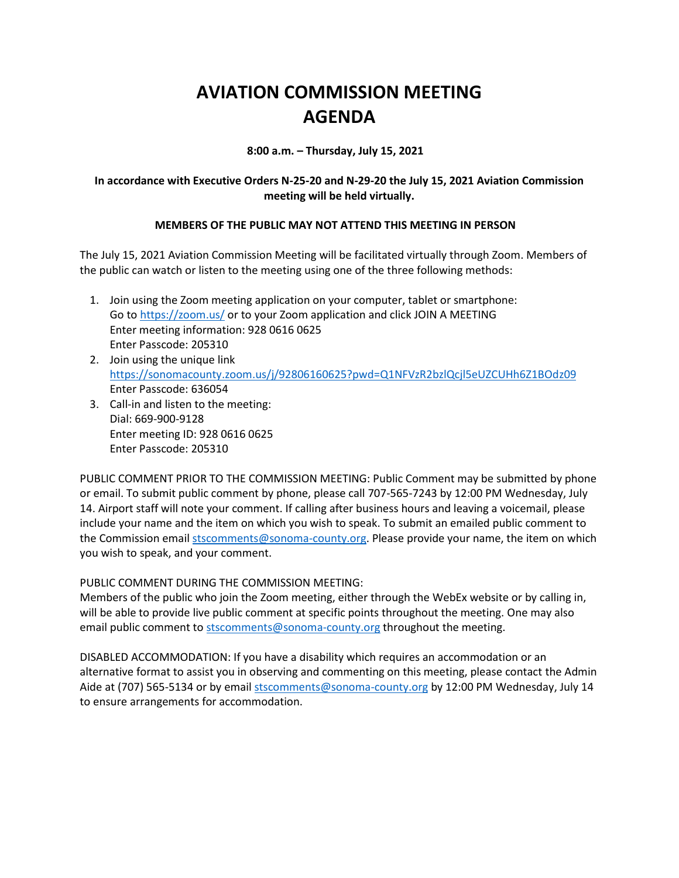# AVIATION COMMISSION MEETING AGENDA

**8:00 a.m. – Thursday, July 15, 2021**

**In accordance with Executive Orders N-25-20 and N-29-20 the July 15, 2021 Aviation Commission meeting will be held virtually.**

**MEMBERS OF THE PUBLIC MAY NOT ATTEND THIS MEETING IN PERSON**

The July 15, 2021 Aviation Commission Meeting will be facilitated virtually through Zoom. Members of the public can watch or listen to the meeting using one of the three following methods:

1. Join using the Zoom meeting application on your computer, tablet or smartphone:
   Go to https://zoom.us/ or to your Zoom application and click JOIN A MEETING
   Enter meeting information: 928 0616 0625
   Enter Passcode: 205310
2. Join using the unique link
   https://sonomacounty.zoom.us/j/92806160625?pwd=Q1NFVzR2bzlQcjl5eUZCUHh6Z1BOdz09
   Enter Passcode: 636054
3. Call-in and listen to the meeting:
   Dial: 669-900-9128
   Enter meeting ID: 928 0616 0625
   Enter Passcode: 205310

PUBLIC COMMENT PRIOR TO THE COMMISSION MEETING: Public Comment may be submitted by phone or email. To submit public comment by phone, please call 707-565-7243 by 12:00 PM Wednesday, July 14. Airport staff will note your comment. If calling after business hours and leaving a voicemail, please include your name and the item on which you wish to speak. To submit an emailed public comment to the Commission email stscomments@sonoma-county.org. Please provide your name, the item on which you wish to speak, and your comment.

PUBLIC COMMENT DURING THE COMMISSION MEETING:
Members of the public who join the Zoom meeting, either through the WebEx website or by calling in, will be able to provide live public comment at specific points throughout the meeting. One may also email public comment to stscomments@sonoma-county.org throughout the meeting.

DISABLED ACCOMMODATION: If you have a disability which requires an accommodation or an alternative format to assist you in observing and commenting on this meeting, please contact the Admin Aide at (707) 565-5134 or by email stscomments@sonoma-county.org by 12:00 PM Wednesday, July 14 to ensure arrangements for accommodation.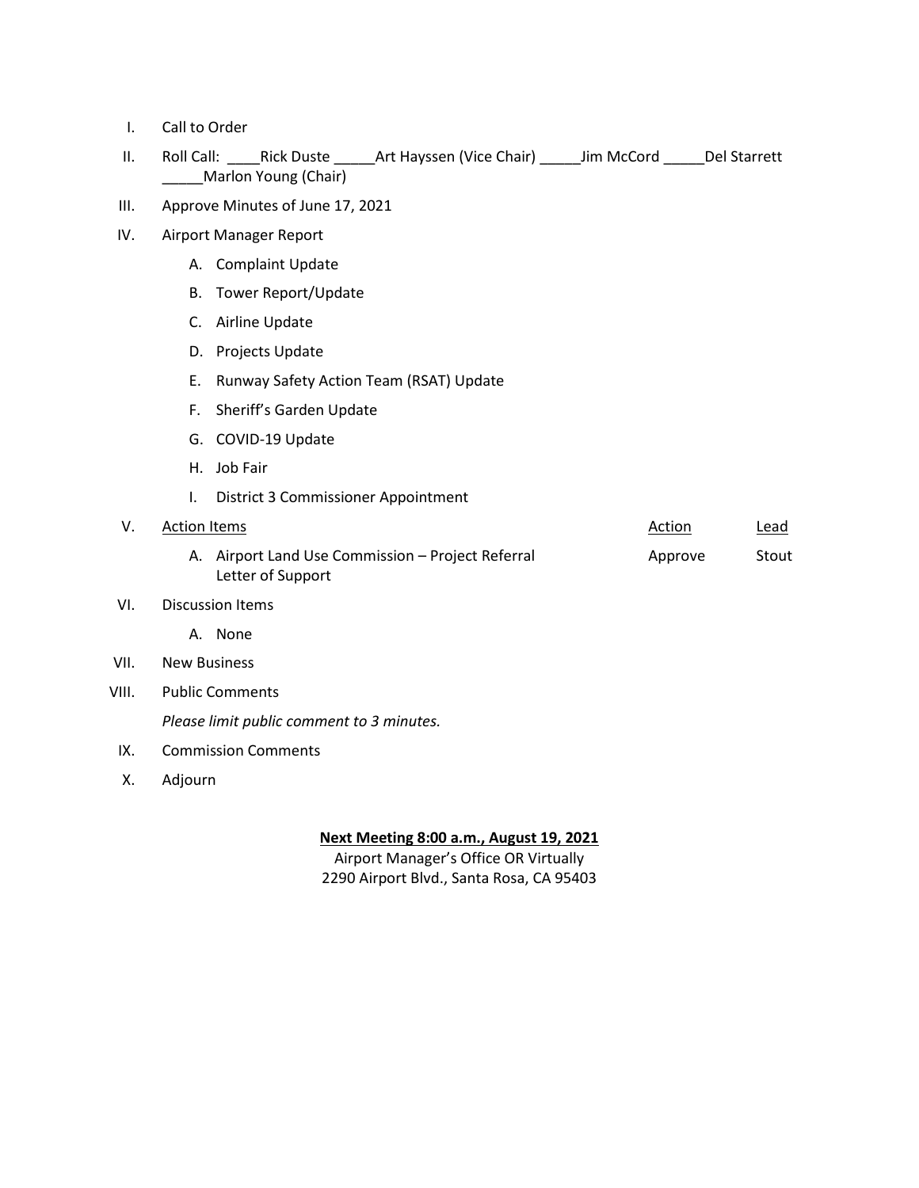I. Call to Order

II. Roll Call: ____Rick Duste _____Art Hayssen (Vice Chair) _____Jim McCord _____Del Starrett _____Marlon Young (Chair)

III. Approve Minutes of June 17, 2021

IV. Airport Manager Report

   A. Complaint Update

   B. Tower Report/Update

   C. Airline Update

   D. Projects Update

   E. Runway Safety Action Team (RSAT) Update

   F. Sheriff's Garden Update

   G. COVID-19 Update

   H. Job Fair

   I. District 3 Commissioner Appointment

V. Action Items

| | Action | Lead |
|---|---|---|
| A. Airport Land Use Commission – Project Referral Letter of Support | Approve | Stout |

VI. Discussion Items

   A. None

VII. New Business

VIII. Public Comments

   *Please limit public comment to 3 minutes.*

IX. Commission Comments

X. Adjourn

**Next Meeting 8:00 a.m., August 19, 2021**

Airport Manager's Office OR Virtually
2290 Airport Blvd., Santa Rosa, CA 95403